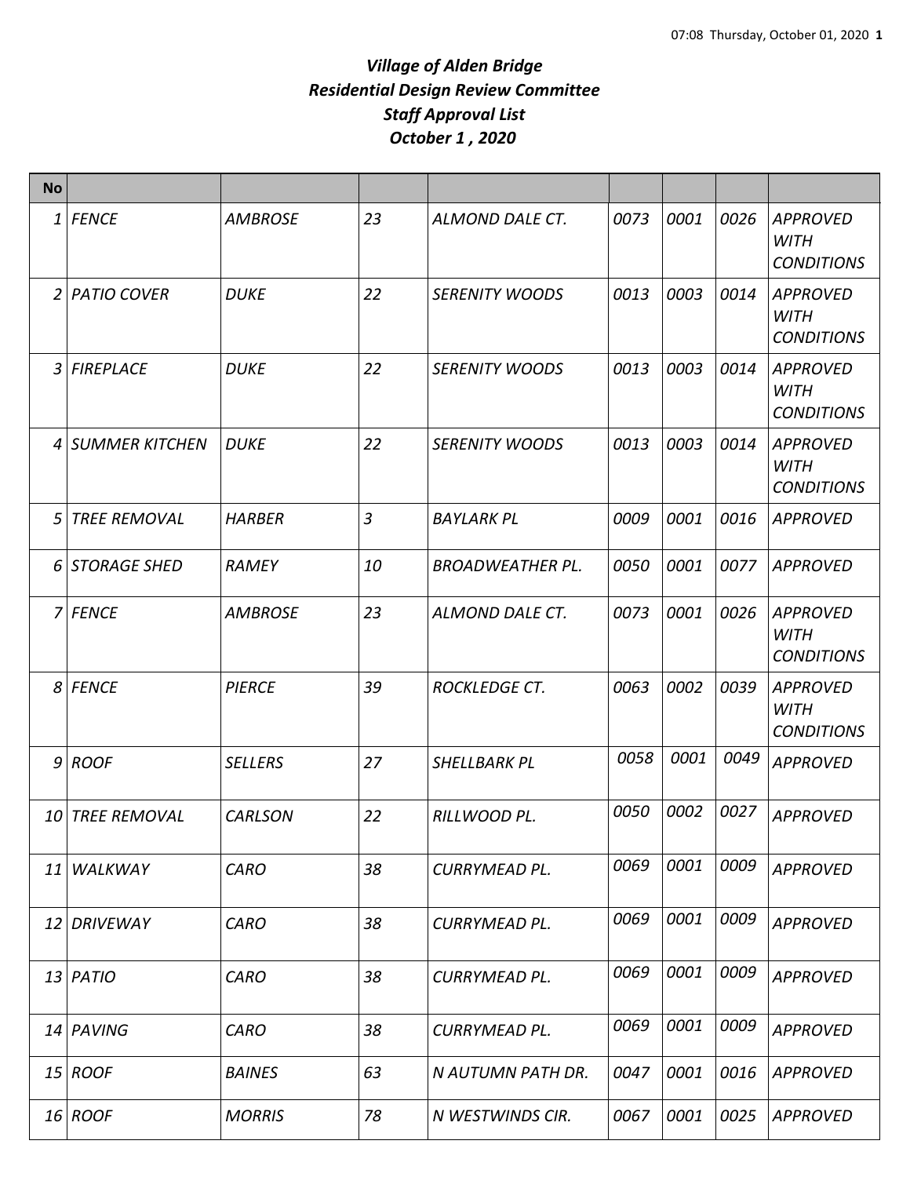***Village of Alden Bridge***
***Residential Design Review Committee***
***Staff Approval List***
***October 1 , 2020***

| No | | | | | | | | |
|---|---|---|---|---|---|---|---|---|
| *1* | *FENCE* | *AMBROSE* | *23* | *ALMOND DALE CT.* | *0073* | *0001* | *0026* | *APPROVED WITH CONDITIONS* |
| *2* | *PATIO COVER* | *DUKE* | *22* | *SERENITY WOODS* | *0013* | *0003* | *0014* | *APPROVED WITH CONDITIONS* |
| *3* | *FIREPLACE* | *DUKE* | *22* | *SERENITY WOODS* | *0013* | *0003* | *0014* | *APPROVED WITH CONDITIONS* |
| *4* | *SUMMER KITCHEN* | *DUKE* | *22* | *SERENITY WOODS* | *0013* | *0003* | *0014* | *APPROVED WITH CONDITIONS* |
| *5* | *TREE REMOVAL* | *HARBER* | *3* | *BAYLARK PL* | *0009* | *0001* | *0016* | *APPROVED* |
| *6* | *STORAGE SHED* | *RAMEY* | *10* | *BROADWEATHER PL.* | *0050* | *0001* | *0077* | *APPROVED* |
| *7* | *FENCE* | *AMBROSE* | *23* | *ALMOND DALE CT.* | *0073* | *0001* | *0026* | *APPROVED WITH CONDITIONS* |
| *8* | *FENCE* | *PIERCE* | *39* | *ROCKLEDGE CT.* | *0063* | *0002* | *0039* | *APPROVED WITH CONDITIONS* |
| *9* | *ROOF* | *SELLERS* | *27* | *SHELLBARK PL* | *0058* | *0001* | *0049* | *APPROVED* |
| *10* | *TREE REMOVAL* | *CARLSON* | *22* | *RILLWOOD PL.* | *0050* | *0002* | *0027* | *APPROVED* |
| *11* | *WALKWAY* | *CARO* | *38* | *CURRYMEAD PL.* | *0069* | *0001* | *0009* | *APPROVED* |
| *12* | *DRIVEWAY* | *CARO* | *38* | *CURRYMEAD PL.* | *0069* | *0001* | *0009* | *APPROVED* |
| *13* | *PATIO* | *CARO* | *38* | *CURRYMEAD PL.* | *0069* | *0001* | *0009* | *APPROVED* |
| *14* | *PAVING* | *CARO* | *38* | *CURRYMEAD PL.* | *0069* | *0001* | *0009* | *APPROVED* |
| *15* | *ROOF* | *BAINES* | *63* | *N AUTUMN PATH DR.* | *0047* | *0001* | *0016* | *APPROVED* |
| *16* | *ROOF* | *MORRIS* | *78* | *N WESTWINDS CIR.* | *0067* | *0001* | *0025* | *APPROVED* |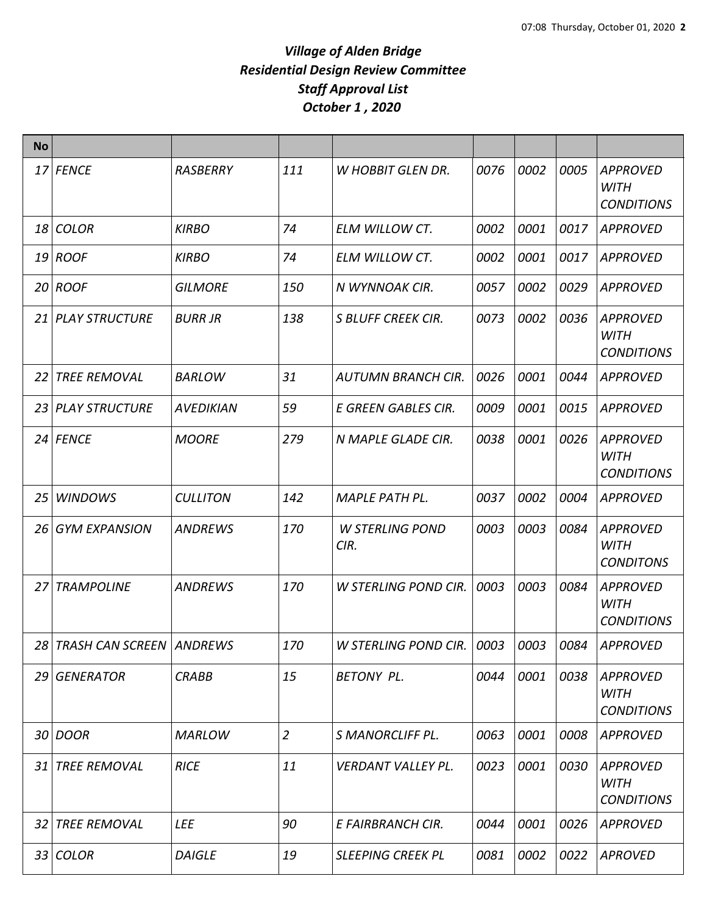# *Village of Alden Bridge*
# *Residential Design Review Committee*
# *Staff Approval List*
# *October 1 , 2020*

| No | | | | | | | | |
|---|---|---|---|---|---|---|---|---|
| 17 | FENCE | RASBERRY | 111 | W HOBBIT GLEN DR. | 0076 | 0002 | 0005 | APPROVED WITH CONDITIONS |
| 18 | COLOR | KIRBO | 74 | ELM WILLOW CT. | 0002 | 0001 | 0017 | APPROVED |
| 19 | ROOF | KIRBO | 74 | ELM WILLOW CT. | 0002 | 0001 | 0017 | APPROVED |
| 20 | ROOF | GILMORE | 150 | N WYNNOAK CIR. | 0057 | 0002 | 0029 | APPROVED |
| 21 | PLAY STRUCTURE | BURR JR | 138 | S BLUFF CREEK CIR. | 0073 | 0002 | 0036 | APPROVED WITH CONDITIONS |
| 22 | TREE REMOVAL | BARLOW | 31 | AUTUMN BRANCH CIR. | 0026 | 0001 | 0044 | APPROVED |
| 23 | PLAY STRUCTURE | AVEDIKIAN | 59 | E GREEN GABLES CIR. | 0009 | 0001 | 0015 | APPROVED |
| 24 | FENCE | MOORE | 279 | N MAPLE GLADE CIR. | 0038 | 0001 | 0026 | APPROVED WITH CONDITIONS |
| 25 | WINDOWS | CULLITON | 142 | MAPLE PATH PL. | 0037 | 0002 | 0004 | APPROVED |
| 26 | GYM EXPANSION | ANDREWS | 170 | W STERLING POND CIR. | 0003 | 0003 | 0084 | APPROVED WITH CONDITONS |
| 27 | TRAMPOLINE | ANDREWS | 170 | W STERLING POND CIR. | 0003 | 0003 | 0084 | APPROVED WITH CONDITIONS |
| 28 | TRASH CAN SCREEN | ANDREWS | 170 | W STERLING POND CIR. | 0003 | 0003 | 0084 | APPROVED |
| 29 | GENERATOR | CRABB | 15 | BETONY PL. | 0044 | 0001 | 0038 | APPROVED WITH CONDITIONS |
| 30 | DOOR | MARLOW | 2 | S MANORCLIFF PL. | 0063 | 0001 | 0008 | APPROVED |
| 31 | TREE REMOVAL | RICE | 11 | VERDANT VALLEY PL. | 0023 | 0001 | 0030 | APPROVED WITH CONDITIONS |
| 32 | TREE REMOVAL | LEE | 90 | E FAIRBRANCH CIR. | 0044 | 0001 | 0026 | APPROVED |
| 33 | COLOR | DAIGLE | 19 | SLEEPING CREEK PL | 0081 | 0002 | 0022 | APROVED |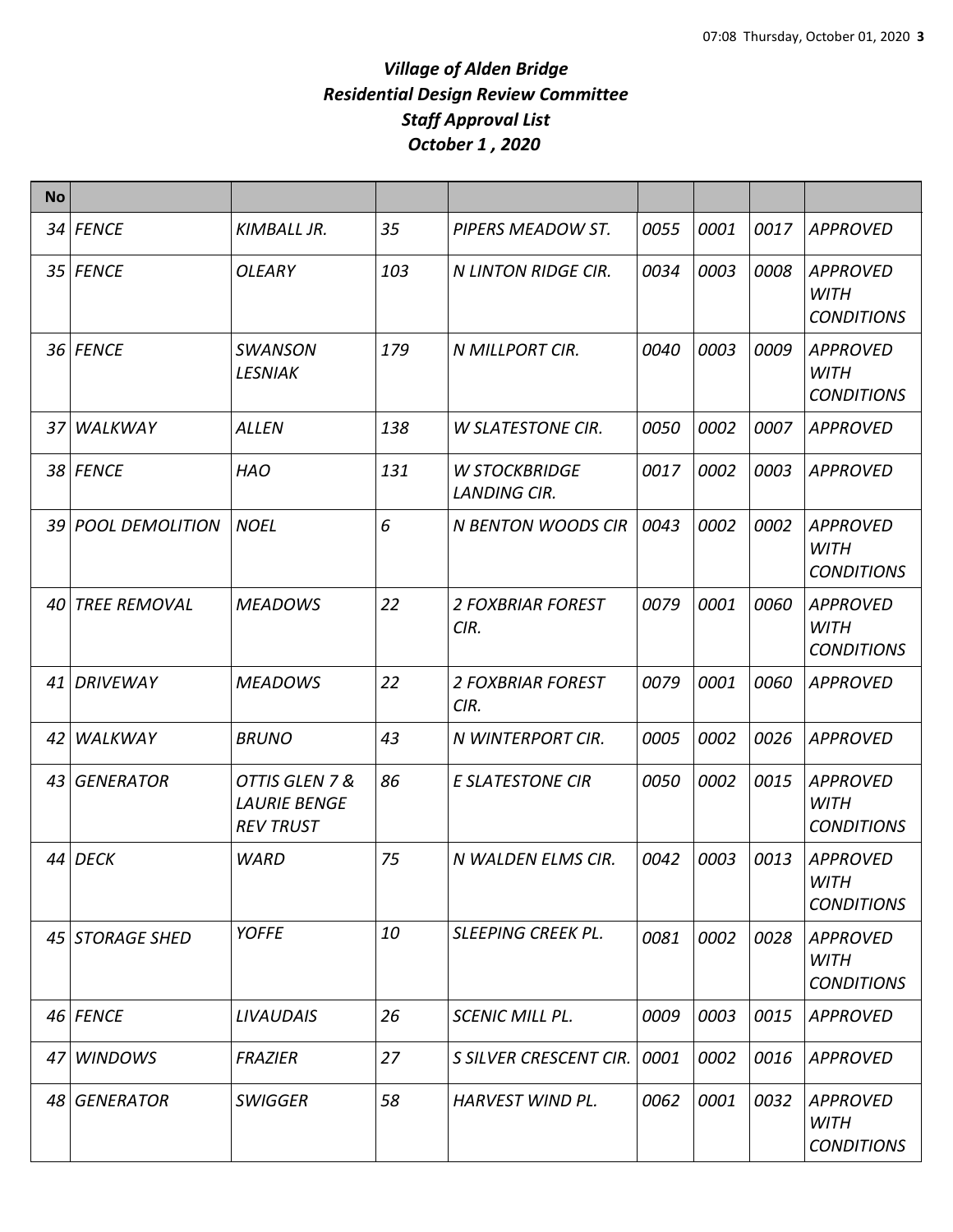# *Village of Alden Bridge*
# *Residential Design Review Committee*
# *Staff Approval List*
# *October 1 , 2020*

| No | | | | | | | | |
|---|---|---|---|---|---|---|---|---|
| 34 | *FENCE* | *KIMBALL JR.* | *35* | *PIPERS MEADOW ST.* | *0055* | *0001* | *0017* | *APPROVED* |
| 35 | *FENCE* | *OLEARY* | *103* | *N LINTON RIDGE CIR.* | *0034* | *0003* | *0008* | *APPROVED WITH CONDITIONS* |
| 36 | *FENCE* | *SWANSON LESNIAK* | *179* | *N MILLPORT CIR.* | *0040* | *0003* | *0009* | *APPROVED WITH CONDITIONS* |
| 37 | *WALKWAY* | *ALLEN* | *138* | *W SLATESTONE CIR.* | *0050* | *0002* | *0007* | *APPROVED* |
| 38 | *FENCE* | *HAO* | *131* | *W STOCKBRIDGE LANDING CIR.* | *0017* | *0002* | *0003* | *APPROVED* |
| 39 | *POOL DEMOLITION* | *NOEL* | *6* | *N BENTON WOODS CIR* | *0043* | *0002* | *0002* | *APPROVED WITH CONDITIONS* |
| 40 | *TREE REMOVAL* | *MEADOWS* | *22* | *2 FOXBRIAR FOREST CIR.* | *0079* | *0001* | *0060* | *APPROVED WITH CONDITIONS* |
| 41 | *DRIVEWAY* | *MEADOWS* | *22* | *2 FOXBRIAR FOREST CIR.* | *0079* | *0001* | *0060* | *APPROVED* |
| 42 | *WALKWAY* | *BRUNO* | *43* | *N WINTERPORT CIR.* | *0005* | *0002* | *0026* | *APPROVED* |
| 43 | *GENERATOR* | *OTTIS GLEN 7 & LAURIE BENGE REV TRUST* | *86* | *E SLATESTONE CIR* | *0050* | *0002* | *0015* | *APPROVED WITH CONDITIONS* |
| 44 | *DECK* | *WARD* | *75* | *N WALDEN ELMS CIR.* | *0042* | *0003* | *0013* | *APPROVED WITH CONDITIONS* |
| 45 | *STORAGE SHED* | *YOFFE* | *10* | *SLEEPING CREEK PL.* | *0081* | *0002* | *0028* | *APPROVED WITH CONDITIONS* |
| 46 | *FENCE* | *LIVAUDAIS* | *26* | *SCENIC MILL PL.* | *0009* | *0003* | *0015* | *APPROVED* |
| 47 | *WINDOWS* | *FRAZIER* | *27* | *S SILVER CRESCENT CIR.* | *0001* | *0002* | *0016* | *APPROVED* |
| 48 | *GENERATOR* | *SWIGGER* | *58* | *HARVEST WIND PL.* | *0062* | *0001* | *0032* | *APPROVED WITH CONDITIONS* |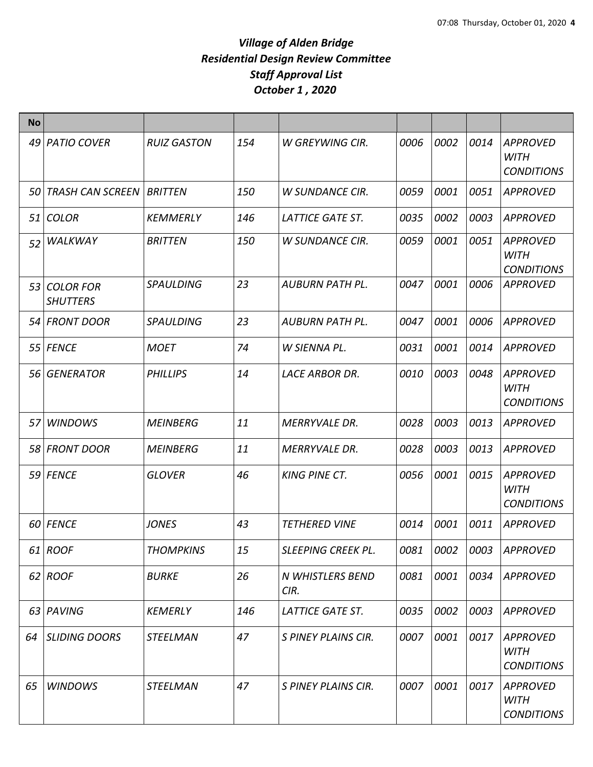# *Village of Alden Bridge*
# *Residential Design Review Committee*
# *Staff Approval List*
# *October 1 , 2020*

| No | | | | | | | | |
|---|---|---|---|---|---|---|---|---|
| 49 | *PATIO COVER* | *RUIZ GASTON* | *154* | *W GREYWING CIR.* | *0006* | *0002* | *0014* | *APPROVED WITH CONDITIONS* |
| 50 | *TRASH CAN SCREEN* | *BRITTEN* | *150* | *W SUNDANCE CIR.* | *0059* | *0001* | *0051* | *APPROVED* |
| 51 | *COLOR* | *KEMMERLY* | *146* | *LATTICE GATE ST.* | *0035* | *0002* | *0003* | *APPROVED* |
| 52 | *WALKWAY* | *BRITTEN* | *150* | *W SUNDANCE CIR.* | *0059* | *0001* | *0051* | *APPROVED WITH CONDITIONS* |
| 53 | *COLOR FOR SHUTTERS* | *SPAULDING* | *23* | *AUBURN PATH PL.* | *0047* | *0001* | *0006* | *APPROVED* |
| 54 | *FRONT DOOR* | *SPAULDING* | *23* | *AUBURN PATH PL.* | *0047* | *0001* | *0006* | *APPROVED* |
| 55 | *FENCE* | *MOET* | *74* | *W SIENNA PL.* | *0031* | *0001* | *0014* | *APPROVED* |
| 56 | *GENERATOR* | *PHILLIPS* | *14* | *LACE ARBOR DR.* | *0010* | *0003* | *0048* | *APPROVED WITH CONDITIONS* |
| 57 | *WINDOWS* | *MEINBERG* | *11* | *MERRYVALE DR.* | *0028* | *0003* | *0013* | *APPROVED* |
| 58 | *FRONT DOOR* | *MEINBERG* | *11* | *MERRYVALE DR.* | *0028* | *0003* | *0013* | *APPROVED* |
| 59 | *FENCE* | *GLOVER* | *46* | *KING PINE CT.* | *0056* | *0001* | *0015* | *APPROVED WITH CONDITIONS* |
| 60 | *FENCE* | *JONES* | *43* | *TETHERED VINE* | *0014* | *0001* | *0011* | *APPROVED* |
| 61 | *ROOF* | *THOMPKINS* | *15* | *SLEEPING CREEK PL.* | *0081* | *0002* | *0003* | *APPROVED* |
| 62 | *ROOF* | *BURKE* | *26* | *N WHISTLERS BEND CIR.* | *0081* | *0001* | *0034* | *APPROVED* |
| 63 | *PAVING* | *KEMERLY* | *146* | *LATTICE GATE ST.* | *0035* | *0002* | *0003* | *APPROVED* |
| 64 | *SLIDING DOORS* | *STEELMAN* | *47* | *S PINEY PLAINS CIR.* | *0007* | *0001* | *0017* | *APPROVED WITH CONDITIONS* |
| 65 | *WINDOWS* | *STEELMAN* | *47* | *S PINEY PLAINS CIR.* | *0007* | *0001* | *0017* | *APPROVED WITH CONDITIONS* |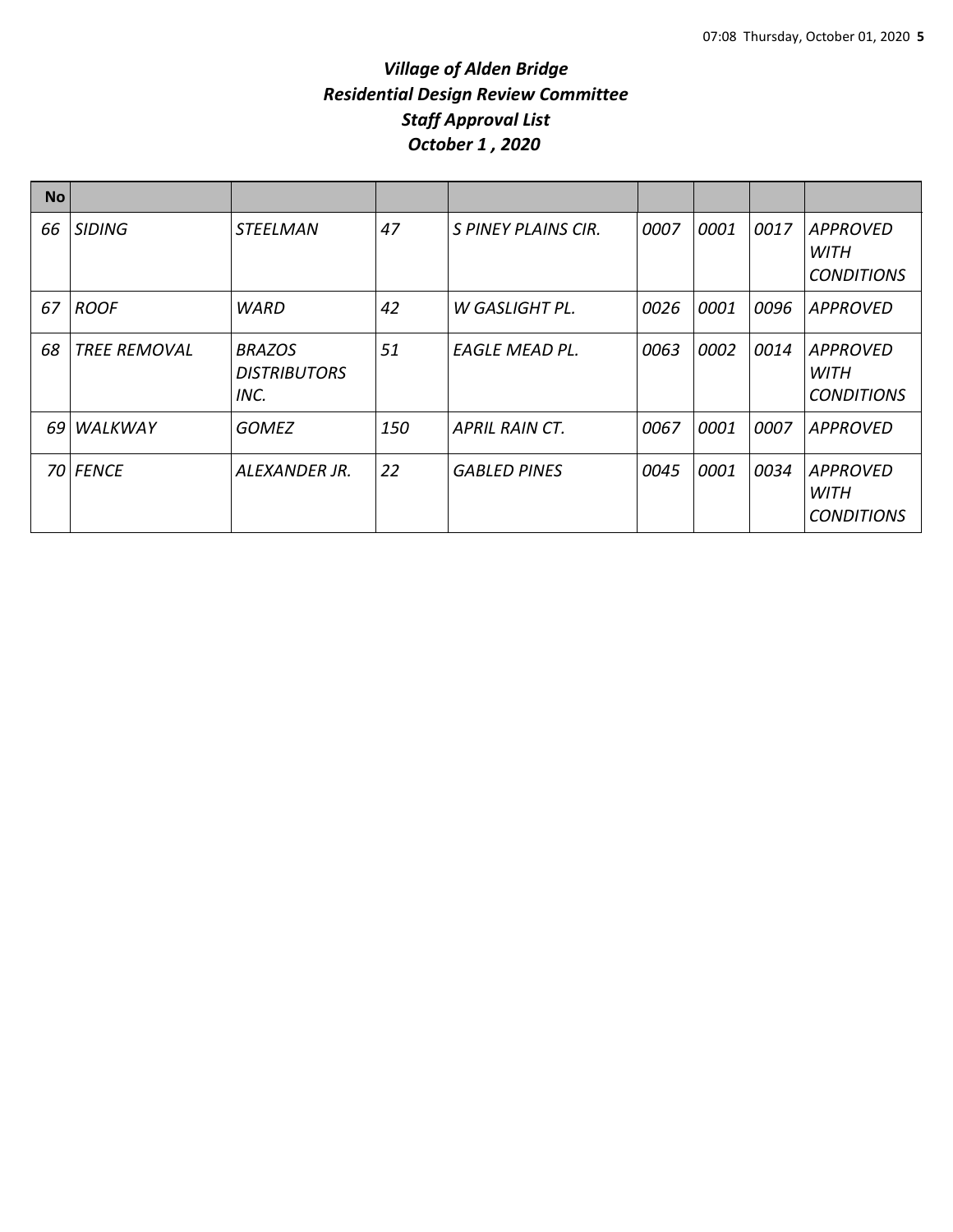# *Village of Alden Bridge*
# *Residential Design Review Committee*
# *Staff Approval List*
# *October 1 , 2020*

| No | | | | | | | | |
|---|---|---|---|---|---|---|---|---|
| 66 | SIDING | STEELMAN | 47 | S PINEY PLAINS CIR. | 0007 | 0001 | 0017 | APPROVED WITH CONDITIONS |
| 67 | ROOF | WARD | 42 | W GASLIGHT PL. | 0026 | 0001 | 0096 | APPROVED |
| 68 | TREE REMOVAL | BRAZOS DISTRIBUTORS INC. | 51 | EAGLE MEAD PL. | 0063 | 0002 | 0014 | APPROVED WITH CONDITIONS |
| 69 | WALKWAY | GOMEZ | 150 | APRIL RAIN CT. | 0067 | 0001 | 0007 | APPROVED |
| 70 | FENCE | ALEXANDER JR. | 22 | GABLED PINES | 0045 | 0001 | 0034 | APPROVED WITH CONDITIONS |